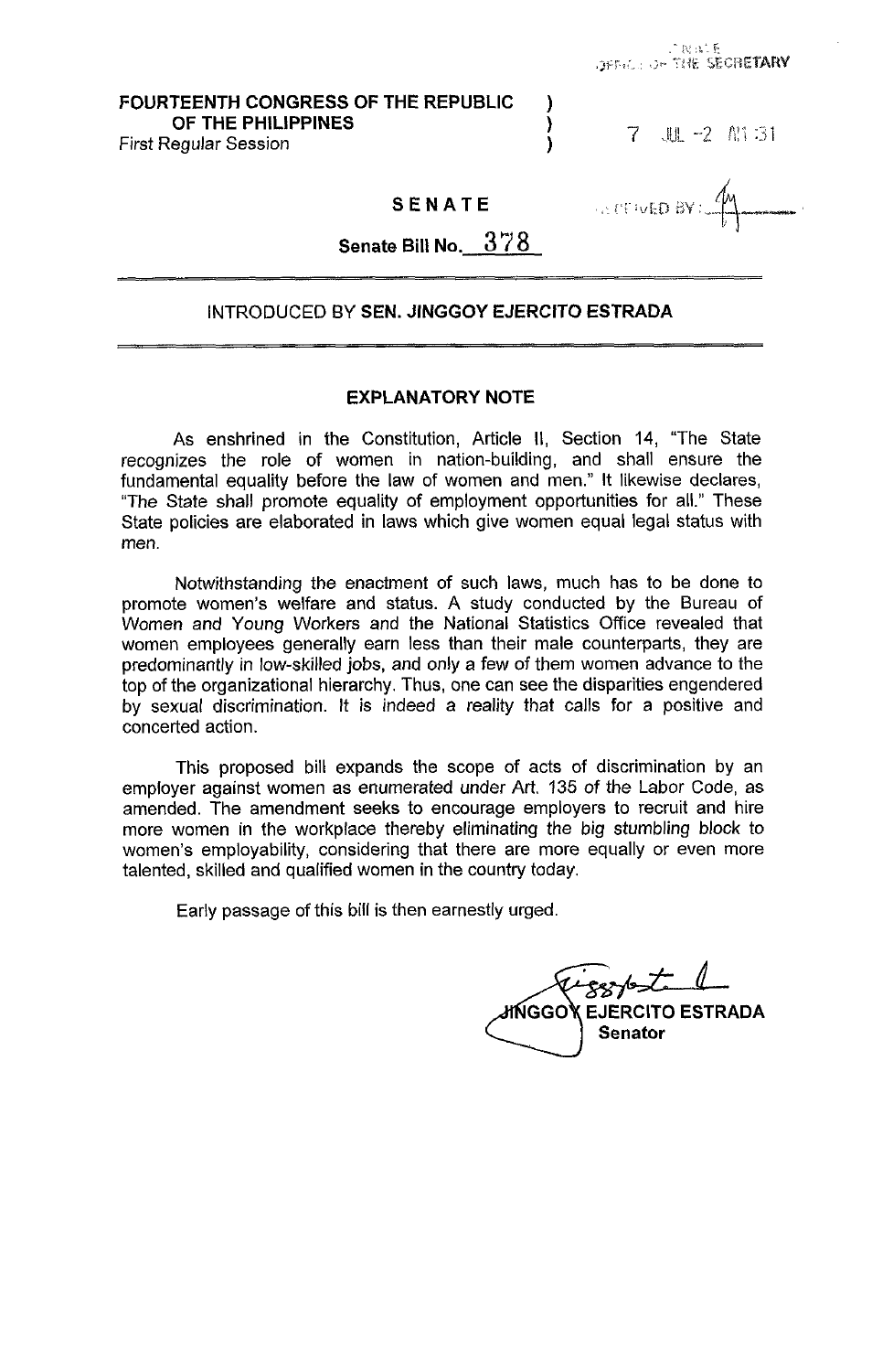SENATE
OFFICE OF THE SECRETARY

**FOURTEENTH CONGRESS OF THE REPUBLIC OF THE PHILIPPINES**
First Regular Session

7 JUL -2 A11:31

RECEIVED BY:

**SENATE**

**Senate Bill No. 378**

---

INTRODUCED BY **SEN. JINGGOY EJERCITO ESTRADA**

---

**EXPLANATORY NOTE**

As enshrined in the Constitution, Article II, Section 14, "The State recognizes the role of women in nation-building, and shall ensure the fundamental equality before the law of women and men." It likewise declares, "The State shall promote equality of employment opportunities for all." These State policies are elaborated in laws which give women equal legal status with men.

Notwithstanding the enactment of such laws, much has to be done to promote women's welfare and status. A study conducted by the Bureau of Women and Young Workers and the National Statistics Office revealed that women employees generally earn less than their male counterparts, they are predominantly in low-skilled jobs, and only a few of them women advance to the top of the organizational hierarchy. Thus, one can see the disparities engendered by sexual discrimination. It is indeed a reality that calls for a positive and concerted action.

This proposed bill expands the scope of acts of discrimination by an employer against women as enumerated under Art. 135 of the Labor Code, as amended. The amendment seeks to encourage employers to recruit and hire more women in the workplace thereby eliminating the big stumbling block to women's employability, considering that there are more equally or even more talented, skilled and qualified women in the country today.

Early passage of this bill is then earnestly urged.

**JINGGOY EJERCITO ESTRADA**
**Senator**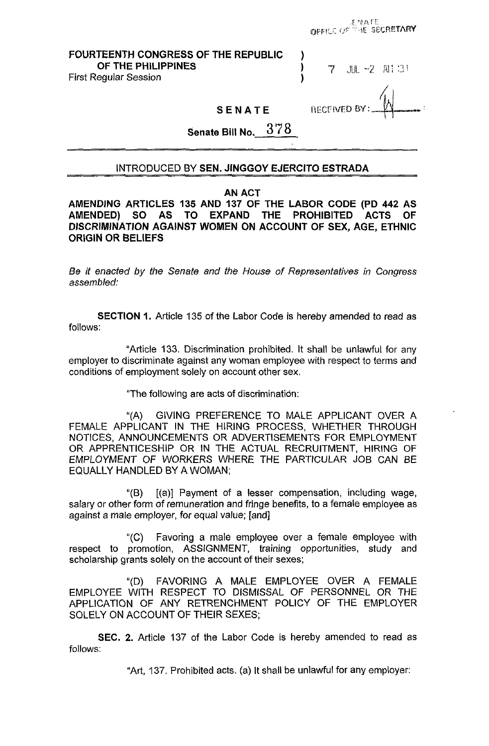FOURTEENTH CONGRESS OF THE REPUBLIC OF THE PHILIPPINES )
First Regular Session )

SENATE OFFICE OF THE SECRETARY

7 JUL -2 A11:31

RECEIVED BY:

**SENATE**

**Senate Bill No. 378**

---

INTRODUCED BY **SEN. JINGGOY EJERCITO ESTRADA**

---

**AN ACT**

**AMENDING ARTICLES 135 AND 137 OF THE LABOR CODE (PD 442 AS AMENDED) SO AS TO EXPAND THE PROHIBITED ACTS OF DISCRIMINATION AGAINST WOMEN ON ACCOUNT OF SEX, AGE, ETHNIC ORIGIN OR BELIEFS**

*Be it enacted by the Senate and the House of Representatives in Congress assembled:*

**SECTION 1.** Article 135 of the Labor Code is hereby amended to read as follows:

"Article 133. Discrimination prohibited. It shall be unlawful for any employer to discriminate against any woman employee with respect to terms and conditions of employment solely on account other sex.

"The following are acts of discrimination:

"(A) GIVING PREFERENCE TO MALE APPLICANT OVER A FEMALE APPLICANT IN THE HIRING PROCESS, WHETHER THROUGH NOTICES, ANNOUNCEMENTS OR ADVERTISEMENTS FOR EMPLOYMENT OR APPRENTICESHIP OR IN THE ACTUAL RECRUITMENT, HIRING OF EMPLOYMENT OF WORKERS WHERE THE PARTICULAR JOB CAN BE EQUALLY HANDLED BY A WOMAN;

"(B) [(a)] Payment of a lesser compensation, including wage, salary or other form of remuneration and fringe benefits, to a female employee as against a male employer, for equal value; [and]

"(C) Favoring a male employee over a female employee with respect to promotion, ASSIGNMENT, training opportunities, study and scholarship grants solely on the account of their sexes;

"(D) FAVORING A MALE EMPLOYEE OVER A FEMALE EMPLOYEE WITH RESPECT TO DISMISSAL OF PERSONNEL OR THE APPLICATION OF ANY RETRENCHMENT POLICY OF THE EMPLOYER SOLELY ON ACCOUNT OF THEIR SEXES;

**SEC. 2.** Article 137 of the Labor Code is hereby amended to read as follows:

"Art, 137. Prohibited acts. (a) It shall be unlawful for any employer: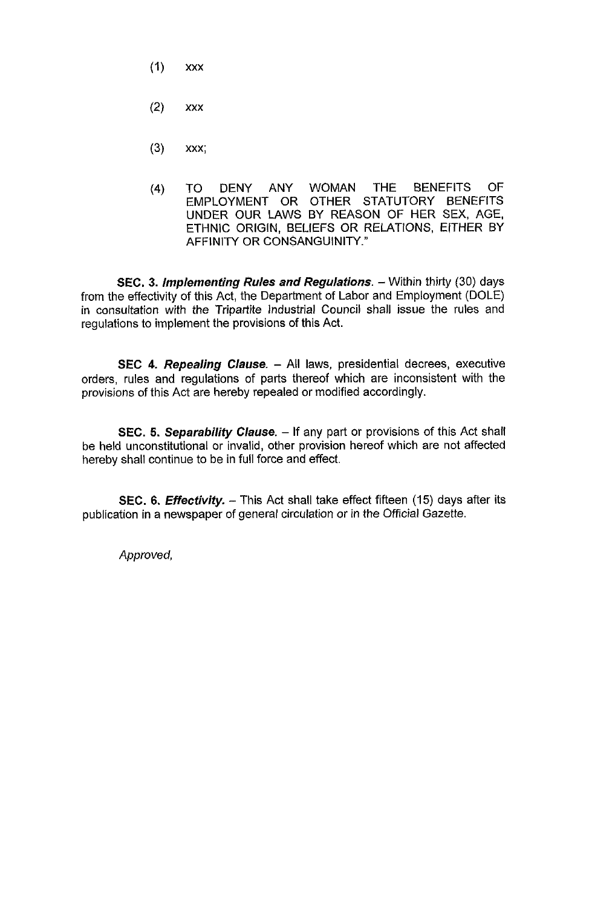(1) xxx

(2) xxx

(3) xxx;

(4) TO DENY ANY WOMAN THE BENEFITS OF EMPLOYMENT OR OTHER STATUTORY BENEFITS UNDER OUR LAWS BY REASON OF HER SEX, AGE, ETHNIC ORIGIN, BELIEFS OR RELATIONS, EITHER BY AFFINITY OR CONSANGUINITY."

**SEC. 3. *Implementing Rules and Regulations.*** – Within thirty (30) days from the effectivity of this Act, the Department of Labor and Employment (DOLE) in consultation with the Tripartite Industrial Council shall issue the rules and regulations to implement the provisions of this Act.

**SEC 4. *Repealing Clause.*** – All laws, presidential decrees, executive orders, rules and regulations of parts thereof which are inconsistent with the provisions of this Act are hereby repealed or modified accordingly.

**SEC. 5. *Separability Clause.*** – If any part or provisions of this Act shall be held unconstitutional or invalid, other provision hereof which are not affected hereby shall continue to be in full force and effect.

**SEC. 6. *Effectivity.*** – This Act shall take effect fifteen (15) days after its publication in a newspaper of general circulation or in the Official Gazette.

*Approved,*